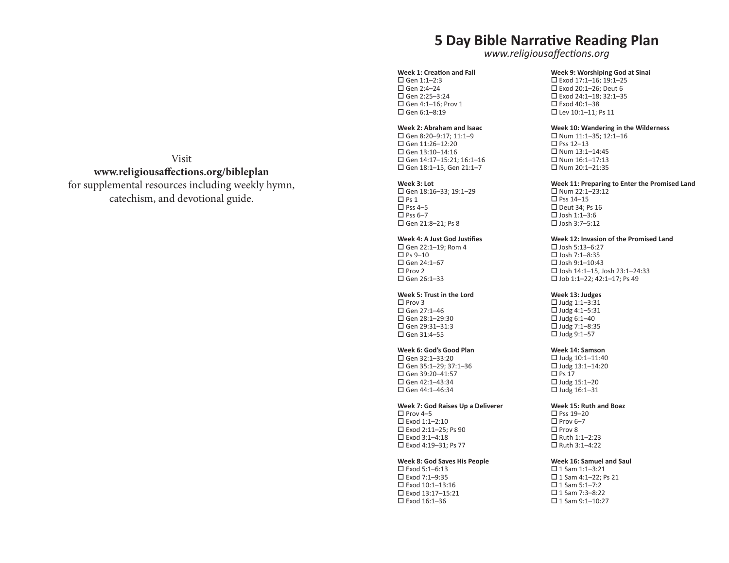Visit
**www.religiousaffections.org/bibleplan**
for supplemental resources including weekly hymn, catechism, and devotional guide.

# 5 Day Bible Narrative Reading Plan

*www.religiousaffections.org*

**Week 1: Creation and Fall**
- ☐ Gen 1:1–2:3
- ☐ Gen 2:4–24
- ☐ Gen 2:25–3:24
- ☐ Gen 4:1–16; Prov 1
- ☐ Gen 6:1–8:19

**Week 2: Abraham and Isaac**
- ☐ Gen 8:20–9:17; 11:1–9
- ☐ Gen 11:26–12:20
- ☐ Gen 13:10–14:16
- ☐ Gen 14:17–15:21; 16:1–16
- ☐ Gen 18:1–15, Gen 21:1–7

**Week 3: Lot**
- ☐ Gen 18:16–33; 19:1–29
- ☐ Ps 1
- ☐ Pss 4–5
- ☐ Pss 6–7
- ☐ Gen 21:8–21; Ps 8

**Week 4: A Just God Justifies**
- ☐ Gen 22:1–19; Rom 4
- ☐ Ps 9–10
- ☐ Gen 24:1–67
- ☐ Prov 2
- ☐ Gen 26:1–33

**Week 5: Trust in the Lord**
- ☐ Prov 3
- ☐ Gen 27:1–46
- ☐ Gen 28:1–29:30
- ☐ Gen 29:31–31:3
- ☐ Gen 31:4–55

**Week 6: God's Good Plan**
- ☐ Gen 32:1–33:20
- ☐ Gen 35:1–29; 37:1–36
- ☐ Gen 39:20–41:57
- ☐ Gen 42:1–43:34
- ☐ Gen 44:1–46:34

**Week 7: God Raises Up a Deliverer**
- ☐ Prov 4–5
- ☐ Exod 1:1–2:10
- ☐ Exod 2:11–25; Ps 90
- ☐ Exod 3:1–4:18
- ☐ Exod 4:19–31; Ps 77

**Week 8: God Saves His People**
- ☐ Exod 5:1–6:13
- ☐ Exod 7:1–9:35
- ☐ Exod 10:1–13:16
- ☐ Exod 13:17–15:21
- ☐ Exod 16:1–36

**Week 9: Worshiping God at Sinai**
- ☐ Exod 17:1–16; 19:1–25
- ☐ Exod 20:1–26; Deut 6
- ☐ Exod 24:1–18; 32:1–35
- ☐ Exod 40:1–38
- ☐ Lev 10:1–11; Ps 11

**Week 10: Wandering in the Wilderness**
- ☐ Num 11:1–35; 12:1–16
- ☐ Pss 12–13
- ☐ Num 13:1–14:45
- ☐ Num 16:1–17:13
- ☐ Num 20:1–21:35

**Week 11: Preparing to Enter the Promised Land**
- ☐ Num 22:1–23:12
- ☐ Pss 14–15
- ☐ Deut 34; Ps 16
- ☐ Josh 1:1–3:6
- ☐ Josh 3:7–5:12

**Week 12: Invasion of the Promised Land**
- ☐ Josh 5:13–6:27
- ☐ Josh 7:1–8:35
- ☐ Josh 9:1–10:43
- ☐ Josh 14:1–15, Josh 23:1–24:33
- ☐ Job 1:1–22; 42:1–17; Ps 49

**Week 13: Judges**
- ☐ Judg 1:1–3:31
- ☐ Judg 4:1–5:31
- ☐ Judg 6:1–40
- ☐ Judg 7:1–8:35
- ☐ Judg 9:1–57

**Week 14: Samson**
- ☐ Judg 10:1–11:40
- ☐ Judg 13:1–14:20
- ☐ Ps 17
- ☐ Judg 15:1–20
- ☐ Judg 16:1–31

**Week 15: Ruth and Boaz**
- ☐ Pss 19–20
- ☐ Prov 6–7
- ☐ Prov 8
- ☐ Ruth 1:1–2:23
- ☐ Ruth 3:1–4:22

**Week 16: Samuel and Saul**
- ☐ 1 Sam 1:1–3:21
- ☐ 1 Sam 4:1–22; Ps 21
- ☐ 1 Sam 5:1–7:2
- ☐ 1 Sam 7:3–8:22
- ☐ 1 Sam 9:1–10:27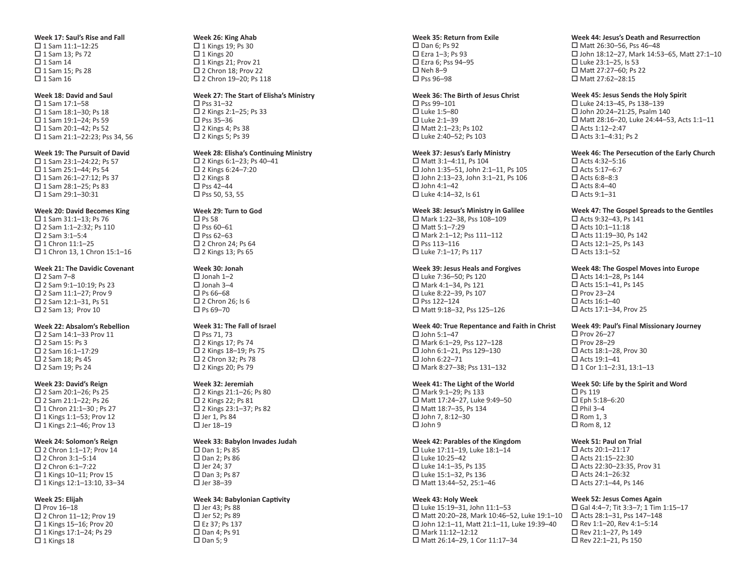**Week 17: Saul's Rise and Fall**
- ☐ 1 Sam 11:1–12:25
- ☐ 1 Sam 13; Ps 72
- ☐ 1 Sam 14
- ☐ 1 Sam 15; Ps 28
- ☐ 1 Sam 16

**Week 18: David and Saul**
- ☐ 1 Sam 17:1–58
- ☐ 1 Sam 18:1–30; Ps 18
- ☐ 1 Sam 19:1–24; Ps 59
- ☐ 1 Sam 20:1–42; Ps 52
- ☐ 1 Sam 21:1–22:23; Pss 34, 56

**Week 19: The Pursuit of David**
- ☐ 1 Sam 23:1–24:22; Ps 57
- ☐ 1 Sam 25:1–44; Ps 54
- ☐ 1 Sam 26:1–27:12; Ps 37
- ☐ 1 Sam 28:1–25; Ps 83
- ☐ 1 Sam 29:1–30:31

**Week 20: David Becomes King**
- ☐ 1 Sam 31:1–13; Ps 76
- ☐ 2 Sam 1:1–2:32; Ps 110
- ☐ 2 Sam 3:1–5:4
- ☐ 1 Chron 11:1–25
- ☐ 1 Chron 13, 1 Chron 15:1–16

**Week 21: The Davidic Covenant**
- ☐ 2 Sam 7–8
- ☐ 2 Sam 9:1–10:19; Ps 23
- ☐ 2 Sam 11:1–27; Prov 9
- ☐ 2 Sam 12:1–31, Ps 51
- ☐ 2 Sam 13; Prov 10

**Week 22: Absalom's Rebellion**
- ☐ 2 Sam 14:1–33 Prov 11
- ☐ 2 Sam 15: Ps 3
- ☐ 2 Sam 16:1–17:29
- ☐ 2 Sam 18; Ps 45
- ☐ 2 Sam 19; Ps 24

**Week 23: David's Reign**
- ☐ 2 Sam 20:1–26; Ps 25
- ☐ 2 Sam 21:1–22; Ps 26
- ☐ 1 Chron 21:1–30 ; Ps 27
- ☐ 1 Kings 1:1–53; Prov 12
- ☐ 1 Kings 2:1–46; Prov 13

**Week 24: Solomon's Reign**
- ☐ 2 Chron 1:1–17; Prov 14
- ☐ 2 Chron 3:1–5:14
- ☐ 2 Chron 6:1–7:22
- ☐ 1 Kings 10–11; Prov 15
- ☐ 1 Kings 12:1–13:10, 33–34

**Week 25: Elijah**
- ☐ Prov 16–18
- ☐ 2 Chron 11–12; Prov 19
- ☐ 1 Kings 15–16; Prov 20
- ☐ 1 Kings 17:1–24; Ps 29
- ☐ 1 Kings 18

**Week 26: King Ahab**
- ☐ 1 Kings 19; Ps 30
- ☐ 1 Kings 20
- ☐ 1 Kings 21; Prov 21
- ☐ 2 Chron 18; Prov 22
- ☐ 2 Chron 19–20; Ps 118

**Week 27: The Start of Elisha's Ministry**
- ☐ Pss 31–32
- ☐ 2 Kings 2:1–25; Ps 33
- ☐ Pss 35–36
- ☐ 2 Kings 4; Ps 38
- ☐ 2 Kings 5; Ps 39

**Week 28: Elisha's Continuing Ministry**
- ☐ 2 Kings 6:1–23; Ps 40–41
- ☐ 2 Kings 6:24–7:20
- ☐ 2 Kings 8
- ☐ Pss 42–44
- ☐ Pss 50, 53, 55

**Week 29: Turn to God**
- ☐ Ps 58
- ☐ Pss 60–61
- ☐ Pss 62–63
- ☐ 2 Chron 24; Ps 64
- ☐ 2 Kings 13; Ps 65

**Week 30: Jonah**
- ☐ Jonah 1–2
- ☐ Jonah 3–4
- ☐ Ps 66–68
- ☐ 2 Chron 26; Is 6
- ☐ Ps 69–70

**Week 31: The Fall of Israel**
- ☐ Pss 71, 73
- ☐ 2 Kings 17; Ps 74
- ☐ 2 Kings 18–19; Ps 75
- ☐ 2 Chron 32; Ps 78
- ☐ 2 Kings 20; Ps 79

**Week 32: Jeremiah**
- ☐ 2 Kings 21:1–26; Ps 80
- ☐ 2 Kings 22; Ps 81
- ☐ 2 Kings 23:1–37; Ps 82
- ☐ Jer 1, Ps 84
- ☐ Jer 18–19

**Week 33: Babylon Invades Judah**
- ☐ Dan 1; Ps 85
- ☐ Dan 2; Ps 86
- ☐ Jer 24; 37
- ☐ Dan 3; Ps 87
- ☐ Jer 38–39

**Week 34: Babylonian Captivity**
- ☐ Jer 43; Ps 88
- ☐ Jer 52; Ps 89
- ☐ Ez 37; Ps 137
- ☐ Dan 4; Ps 91
- ☐ Dan 5; 9

**Week 35: Return from Exile**
- ☐ Dan 6; Ps 92
- ☐ Ezra 1–3; Ps 93
- ☐ Ezra 6; Pss 94–95
- ☐ Neh 8–9
- ☐ Pss 96–98

**Week 36: The Birth of Jesus Christ**
- ☐ Pss 99–101
- ☐ Luke 1:5–80
- ☐ Luke 2:1–39
- ☐ Matt 2:1–23; Ps 102
- ☐ Luke 2:40–52; Ps 103

**Week 37: Jesus's Early Ministry**
- ☐ Matt 3:1–4:11, Ps 104
- ☐ John 1:35–51, John 2:1–11, Ps 105
- ☐ John 2:13–23, John 3:1–21, Ps 106
- ☐ John 4:1–42
- ☐ Luke 4:14–32, Is 61

**Week 38: Jesus's Ministry in Galilee**
- ☐ Mark 1:22–38, Pss 108–109
- ☐ Matt 5:1–7:29
- ☐ Mark 2:1–12; Pss 111–112
- ☐ Pss 113–116
- ☐ Luke 7:1–17; Ps 117

**Week 39: Jesus Heals and Forgives**
- ☐ Luke 7:36–50; Ps 120
- ☐ Mark 4:1–34, Ps 121
- ☐ Luke 8:22–39, Ps 107
- ☐ Pss 122–124
- ☐ Matt 9:18–32, Pss 125–126

**Week 40: True Repentance and Faith in Christ**
- ☐ John 5:1–47
- ☐ Mark 6:1–29, Pss 127–128
- ☐ John 6:1–21, Pss 129–130
- ☐ John 6:22–71
- ☐ Mark 8:27–38; Pss 131–132

**Week 41: The Light of the World**
- ☐ Mark 9:1–29; Ps 133
- ☐ Matt 17:24–27, Luke 9:49–50
- ☐ Matt 18:7–35, Ps 134
- ☐ John 7, 8:12–30
- ☐ John 9

**Week 42: Parables of the Kingdom**
- ☐ Luke 17:11–19, Luke 18:1–14
- ☐ Luke 10:25–42
- ☐ Luke 14:1–35, Ps 135
- ☐ Luke 15:1–32, Ps 136
- ☐ Matt 13:44–52, 25:1–46

**Week 43: Holy Week**
- ☐ Luke 15:19–31, John 11:1–53
- ☐ Matt 20:20–28, Mark 10:46–52, Luke 19:1–10
- ☐ John 12:1–11, Matt 21:1–11, Luke 19:39–40
- ☐ Mark 11:12–12:12
- ☐ Matt 26:14–29, 1 Cor 11:17–34

**Week 44: Jesus's Death and Resurrection**
- ☐ Matt 26:30–56, Pss 46–48
- ☐ John 18:12–27, Mark 14:53–65, Matt 27:1–10
- ☐ Luke 23:1–25, Is 53
- ☐ Matt 27:27–60; Ps 22
- ☐ Matt 27:62–28:15

**Week 45: Jesus Sends the Holy Spirit**
- ☐ Luke 24:13–45, Ps 138–139
- ☐ John 20:24–21:25, Psalm 140
- ☐ Matt 28:16–20, Luke 24:44–53, Acts 1:1–11
- ☐ Acts 1:12–2:47
- ☐ Acts 3:1–4:31; Ps 2

**Week 46: The Persecution of the Early Church**
- ☐ Acts 4:32–5:16
- ☐ Acts 5:17–6:7
- ☐ Acts 6:8–8:3
- ☐ Acts 8:4–40
- ☐ Acts 9:1–31

**Week 47: The Gospel Spreads to the Gentiles**
- ☐ Acts 9:32–43, Ps 141
- ☐ Acts 10:1–11:18
- ☐ Acts 11:19–30, Ps 142
- ☐ Acts 12:1–25, Ps 143
- ☐ Acts 13:1–52

**Week 48: The Gospel Moves into Europe**
- ☐ Acts 14:1–28, Ps 144
- ☐ Acts 15:1–41, Ps 145
- ☐ Prov 23–24
- ☐ Acts 16:1–40
- ☐ Acts 17:1–34, Prov 25

**Week 49: Paul's Final Missionary Journey**
- ☐ Prov 26–27
- ☐ Prov 28–29
- ☐ Acts 18:1–28, Prov 30
- ☐ Acts 19:1–41
- ☐ 1 Cor 1:1–2:31, 13:1–13

**Week 50: Life by the Spirit and Word**
- ☐ Ps 119
- ☐ Eph 5:18–6:20
- ☐ Phil 3–4
- ☐ Rom 1, 3
- ☐ Rom 8, 12

**Week 51: Paul on Trial**
- ☐ Acts 20:1–21:17
- ☐ Acts 21:15–22:30
- ☐ Acts 22:30–23:35, Prov 31
- ☐ Acts 24:1–26:32
- ☐ Acts 27:1–44, Ps 146

**Week 52: Jesus Comes Again**
- ☐ Gal 4:4–7; Tit 3:3–7; 1 Tim 1:15–17
- ☐ Acts 28:1–31, Pss 147–148
- ☐ Rev 1:1–20, Rev 4:1–5:14
- ☐ Rev 21:1–27, Ps 149
- ☐ Rev 22:1–21, Ps 150